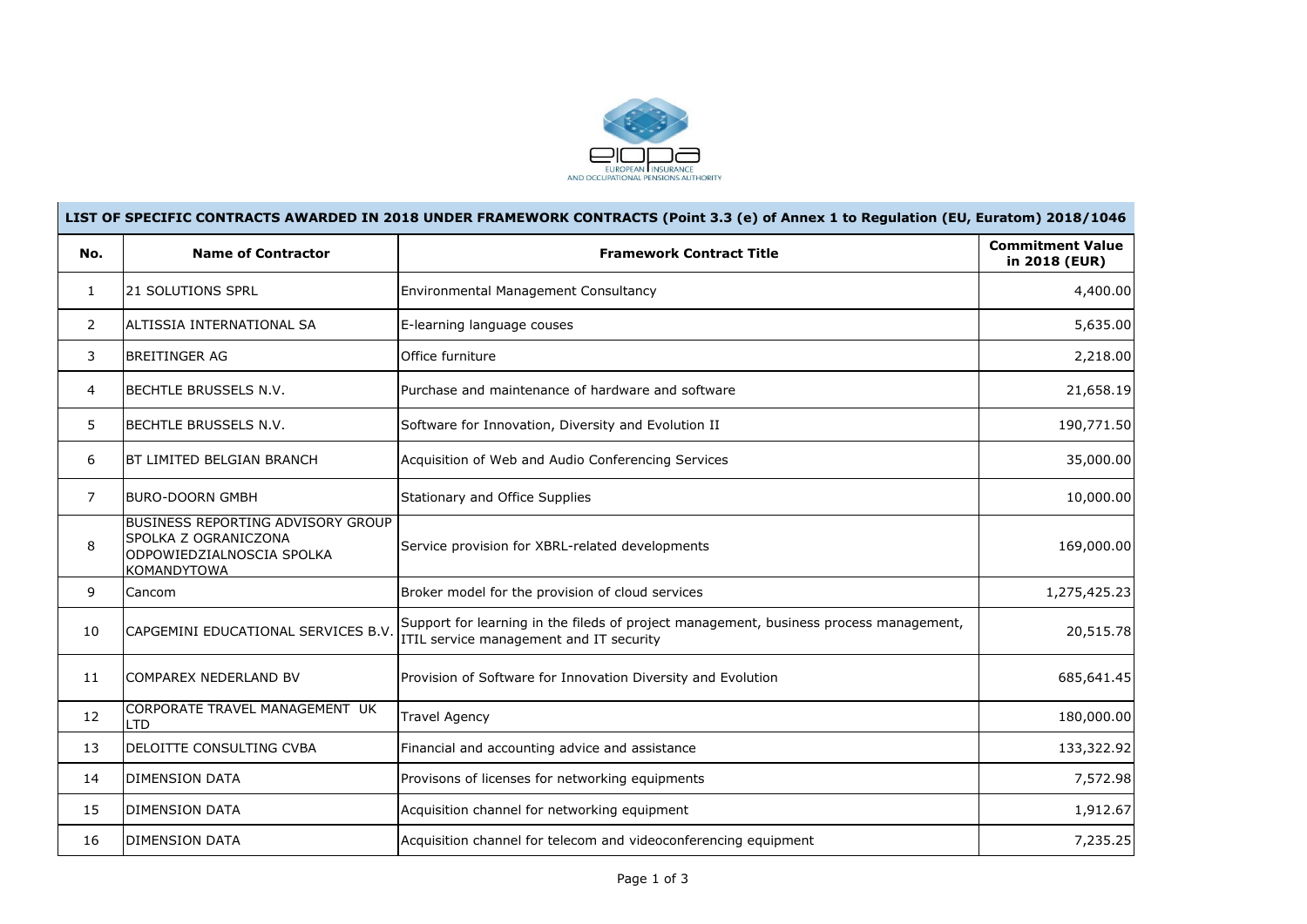EUROPEAN INSURANCE AND OCCUPATIONAL PENSIONS AUTHORITY

| LIST OF SPECIFIC CONTRACTS AWARDED IN 2018 UNDER FRAMEWORK CONTRACTS (Point 3.3 (e) of Annex 1 to Regulation (EU, Euratom) 2018/1046 | | | |
|---|---|---|---|
| **No.** | **Name of Contractor** | **Framework Contract Title** | **Commitment Value in 2018 (EUR)** |
| 1 | 21 SOLUTIONS SPRL | Environmental Management Consultancy | 4,400.00 |
| 2 | ALTISSIA INTERNATIONAL SA | E-learning language couses | 5,635.00 |
| 3 | BREITINGER AG | Office furniture | 2,218.00 |
| 4 | BECHTLE BRUSSELS N.V. | Purchase and maintenance of hardware and software | 21,658.19 |
| 5 | BECHTLE BRUSSELS N.V. | Software for Innovation, Diversity and Evolution II | 190,771.50 |
| 6 | BT LIMITED BELGIAN BRANCH | Acquisition of Web and Audio Conferencing Services | 35,000.00 |
| 7 | BURO-DOORN GMBH | Stationary and Office Supplies | 10,000.00 |
| 8 | BUSINESS REPORTING ADVISORY GROUP SPOLKA Z OGRANICZONA ODPOWIEDZIALNOSCIA SPOLKA KOMANDYTOWA | Service provision for XBRL-related developments | 169,000.00 |
| 9 | Cancom | Broker model for the provision of cloud services | 1,275,425.23 |
| 10 | CAPGEMINI EDUCATIONAL SERVICES B.V. | Support for learning in the fileds of project management, business process management, ITIL service management and IT security | 20,515.78 |
| 11 | COMPAREX NEDERLAND BV | Provision of Software for Innovation Diversity and Evolution | 685,641.45 |
| 12 | CORPORATE TRAVEL MANAGEMENT UK LTD | Travel Agency | 180,000.00 |
| 13 | DELOITTE CONSULTING CVBA | Financial and accounting advice and assistance | 133,322.92 |
| 14 | DIMENSION DATA | Provisons of licenses for networking equipments | 7,572.98 |
| 15 | DIMENSION DATA | Acquisition channel for networking equipment | 1,912.67 |
| 16 | DIMENSION DATA | Acquisition channel for telecom and videoconferencing equipment | 7,235.25 |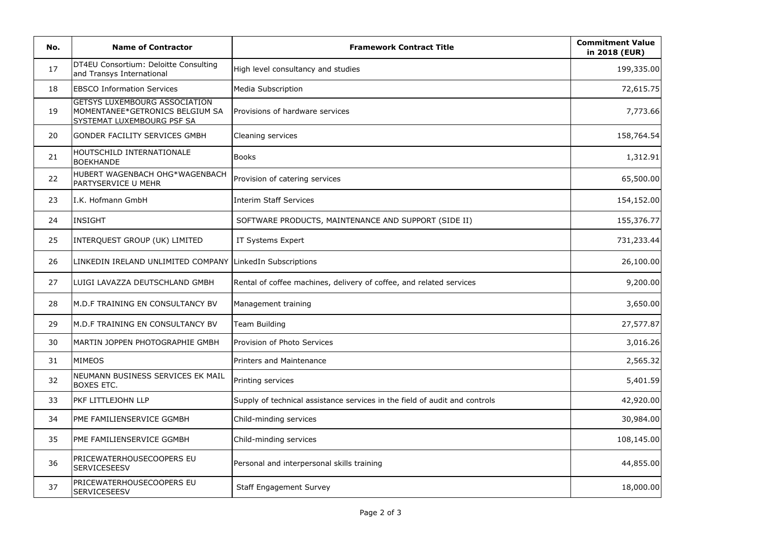| No. | Name of Contractor | Framework Contract Title | Commitment Value in 2018 (EUR) |
|---|---|---|---|
| 17 | DT4EU Consortium: Deloitte Consulting and Transys International | High level consultancy and studies | 199,335.00 |
| 18 | EBSCO Information Services | Media Subscription | 72,615.75 |
| 19 | GETSYS LUXEMBOURG ASSOCIATION MOMENTANEE*GETRONICS BELGIUM SA SYSTEMAT LUXEMBOURG PSF SA | Provisions of hardware services | 7,773.66 |
| 20 | GONDER FACILITY SERVICES GMBH | Cleaning services | 158,764.54 |
| 21 | HOUTSCHILD INTERNATIONALE BOEKHANDE | Books | 1,312.91 |
| 22 | HUBERT WAGENBACH OHG*WAGENBACH PARTYSERVICE U MEHR | Provision of catering services | 65,500.00 |
| 23 | I.K. Hofmann GmbH | Interim Staff Services | 154,152.00 |
| 24 | INSIGHT | SOFTWARE PRODUCTS, MAINTENANCE AND SUPPORT (SIDE II) | 155,376.77 |
| 25 | INTERQUEST GROUP (UK) LIMITED | IT Systems Expert | 731,233.44 |
| 26 | LINKEDIN IRELAND UNLIMITED COMPANY | LinkedIn Subscriptions | 26,100.00 |
| 27 | LUIGI LAVAZZA DEUTSCHLAND GMBH | Rental of coffee machines, delivery of coffee, and related services | 9,200.00 |
| 28 | M.D.F TRAINING EN CONSULTANCY BV | Management training | 3,650.00 |
| 29 | M.D.F TRAINING EN CONSULTANCY BV | Team Building | 27,577.87 |
| 30 | MARTIN JOPPEN PHOTOGRAPHIE GMBH | Provision of Photo Services | 3,016.26 |
| 31 | MIMEOS | Printers and Maintenance | 2,565.32 |
| 32 | NEUMANN BUSINESS SERVICES EK MAIL BOXES ETC. | Printing services | 5,401.59 |
| 33 | PKF LITTLEJOHN LLP | Supply of technical assistance services in the field of audit and controls | 42,920.00 |
| 34 | PME FAMILIENSERVICE GGMBH | Child-minding services | 30,984.00 |
| 35 | PME FAMILIENSERVICE GGMBH | Child-minding services | 108,145.00 |
| 36 | PRICEWATERHOUSECOOPERS EU SERVICESEESV | Personal and interpersonal skills training | 44,855.00 |
| 37 | PRICEWATERHOUSECOOPERS EU SERVICESEESV | Staff Engagement Survey | 18,000.00 |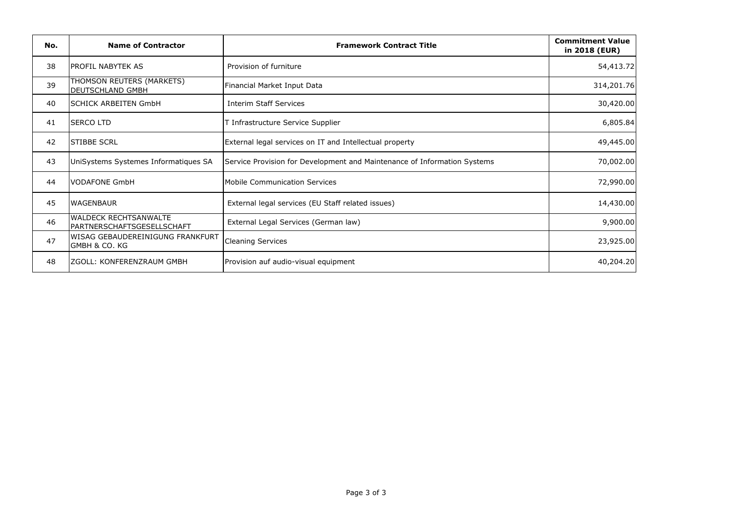| No. | Name of Contractor | Framework Contract Title | Commitment Value in 2018 (EUR) |
|---|---|---|---|
| 38 | PROFIL NABYTEK AS | Provision of furniture | 54,413.72 |
| 39 | THOMSON REUTERS (MARKETS) DEUTSCHLAND GMBH | Financial Market Input Data | 314,201.76 |
| 40 | SCHICK ARBEITEN GmbH | Interim Staff Services | 30,420.00 |
| 41 | SERCO LTD | T Infrastructure Service Supplier | 6,805.84 |
| 42 | STIBBE SCRL | External legal services on IT and Intellectual property | 49,445.00 |
| 43 | UniSystems Systemes Informatiques SA | Service Provision for Development and Maintenance of Information Systems | 70,002.00 |
| 44 | VODAFONE GmbH | Mobile Communication Services | 72,990.00 |
| 45 | WAGENBAUR | External legal services (EU Staff related issues) | 14,430.00 |
| 46 | WALDECK RECHTSANWALTE PARTNERSCHAFTSGESELLSCHAFT | External Legal Services (German law) | 9,900.00 |
| 47 | WISAG GEBAUDEREINIGUNG FRANKFURT GMBH & CO. KG | Cleaning Services | 23,925.00 |
| 48 | ZGOLL: KONFERENZRAUM GMBH | Provision auf audio-visual equipment | 40,204.20 |